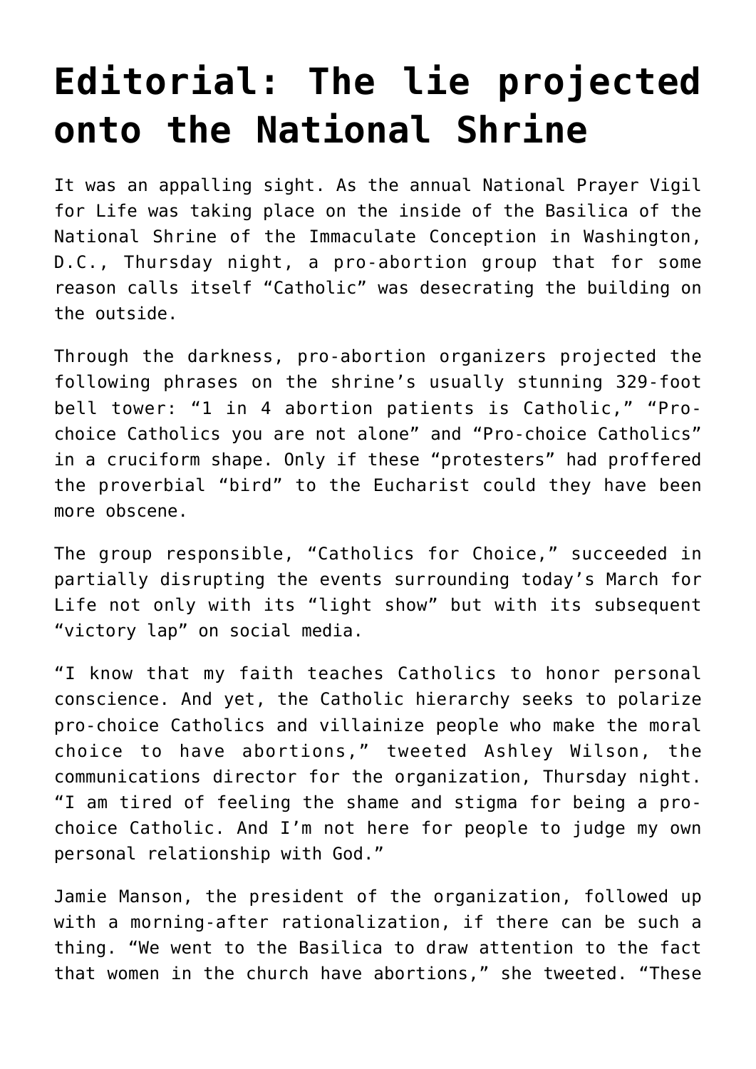# Editorial: The lie projected onto the National Shrine

It was an appalling sight. As the annual National Prayer Vigil for Life was taking place on the inside of the Basilica of the National Shrine of the Immaculate Conception in Washington, D.C., Thursday night, a pro-abortion group that for some reason calls itself "Catholic" was desecrating the building on the outside.

Through the darkness, pro-abortion organizers projected the following phrases on the shrine's usually stunning 329-foot bell tower: "1 in 4 abortion patients is Catholic," "Pro-choice Catholics you are not alone" and "Pro-choice Catholics" in a cruciform shape. Only if these "protesters" had proffered the proverbial "bird" to the Eucharist could they have been more obscene.

The group responsible, "Catholics for Choice," succeeded in partially disrupting the events surrounding today's March for Life not only with its "light show" but with its subsequent "victory lap" on social media.

"I know that my faith teaches Catholics to honor personal conscience. And yet, the Catholic hierarchy seeks to polarize pro-choice Catholics and villainize people who make the moral choice to have abortions," tweeted Ashley Wilson, the communications director for the organization, Thursday night. "I am tired of feeling the shame and stigma for being a pro-choice Catholic. And I'm not here for people to judge my own personal relationship with God."

Jamie Manson, the president of the organization, followed up with a morning-after rationalization, if there can be such a thing. "We went to the Basilica to draw attention to the fact that women in the church have abortions," she tweeted. "These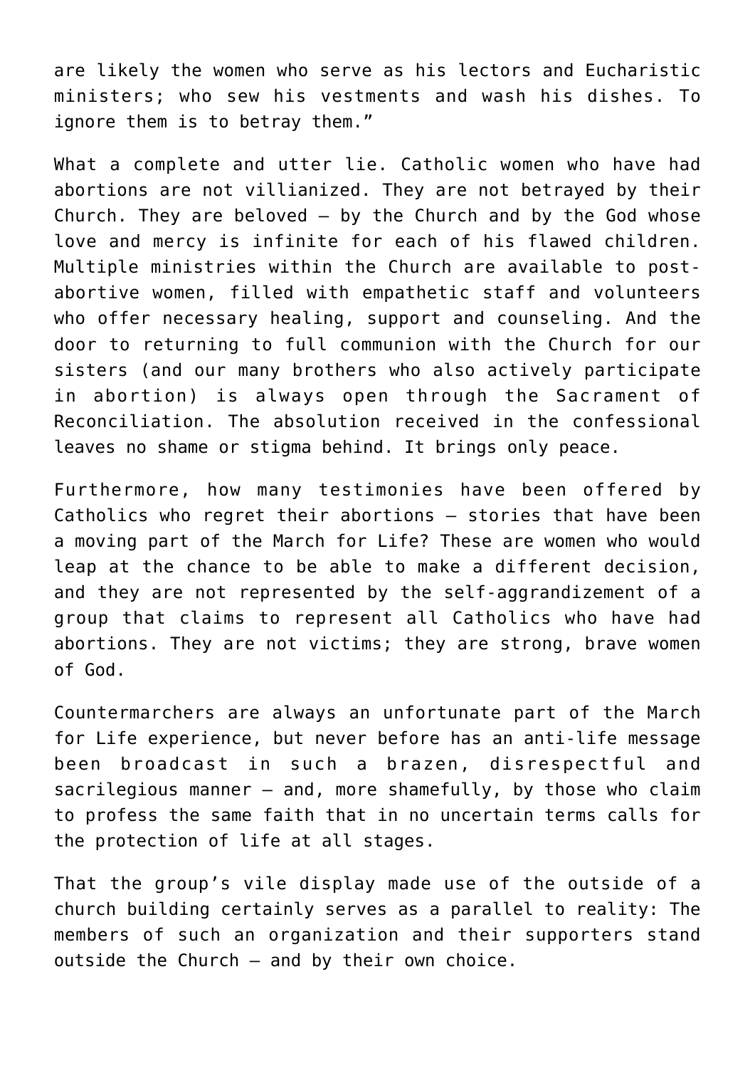are likely the women who serve as his lectors and Eucharistic ministers; who sew his vestments and wash his dishes. To ignore them is to betray them."

What a complete and utter lie. Catholic women who have had abortions are not villianized. They are not betrayed by their Church. They are beloved – by the Church and by the God whose love and mercy is infinite for each of his flawed children. Multiple ministries within the Church are available to post-abortive women, filled with empathetic staff and volunteers who offer necessary healing, support and counseling. And the door to returning to full communion with the Church for our sisters (and our many brothers who also actively participate in abortion) is always open through the Sacrament of Reconciliation. The absolution received in the confessional leaves no shame or stigma behind. It brings only peace.

Furthermore, how many testimonies have been offered by Catholics who regret their abortions – stories that have been a moving part of the March for Life? These are women who would leap at the chance to be able to make a different decision, and they are not represented by the self-aggrandizement of a group that claims to represent all Catholics who have had abortions. They are not victims; they are strong, brave women of God.

Countermarchers are always an unfortunate part of the March for Life experience, but never before has an anti-life message been broadcast in such a brazen, disrespectful and sacrilegious manner – and, more shamefully, by those who claim to profess the same faith that in no uncertain terms calls for the protection of life at all stages.

That the group's vile display made use of the outside of a church building certainly serves as a parallel to reality: The members of such an organization and their supporters stand outside the Church – and by their own choice.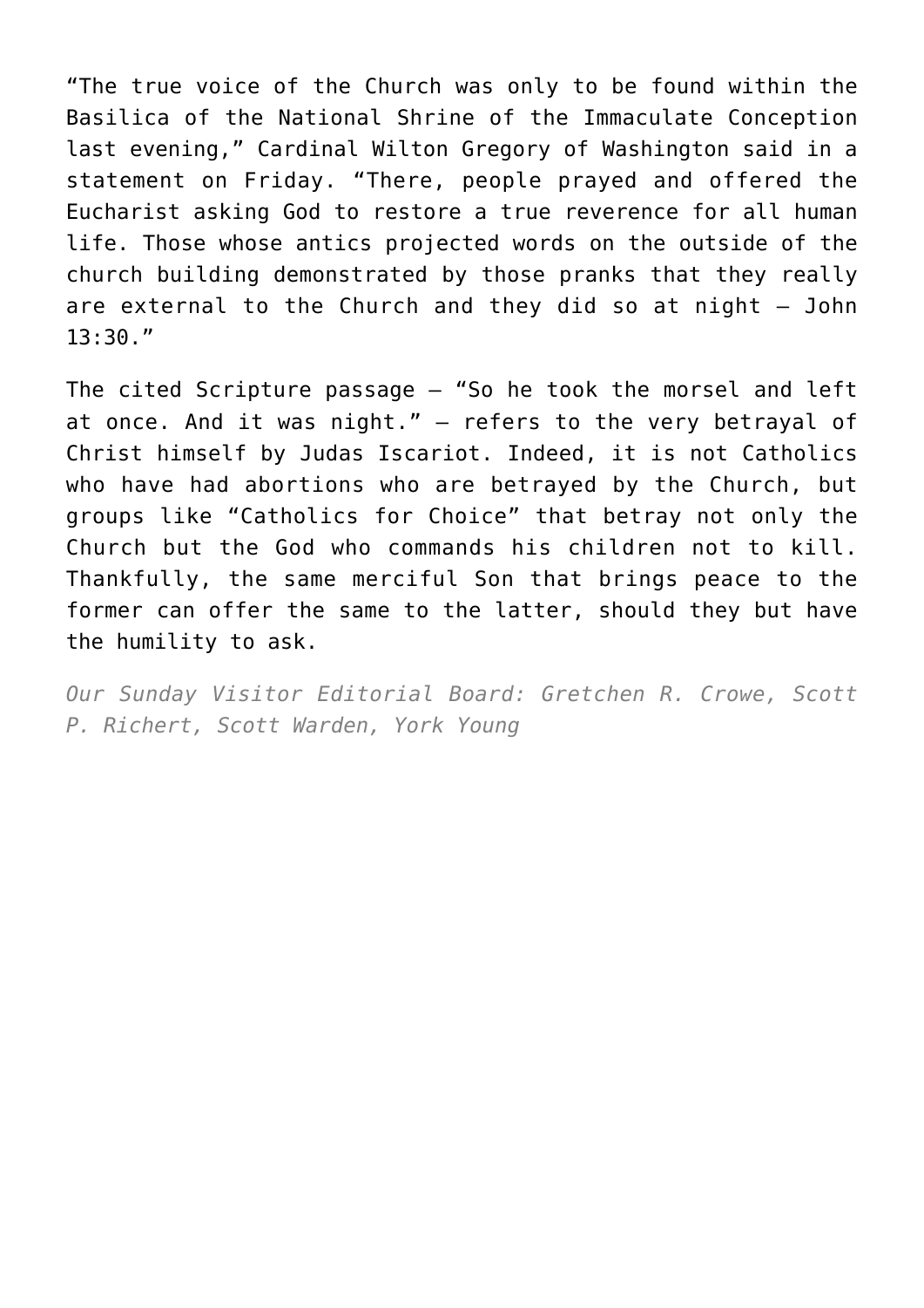"The true voice of the Church was only to be found within the Basilica of the National Shrine of the Immaculate Conception last evening," Cardinal Wilton Gregory of Washington said in a statement on Friday. "There, people prayed and offered the Eucharist asking God to restore a true reverence for all human life. Those whose antics projected words on the outside of the church building demonstrated by those pranks that they really are external to the Church and they did so at night — John 13:30."

The cited Scripture passage — "So he took the morsel and left at once. And it was night." — refers to the very betrayal of Christ himself by Judas Iscariot. Indeed, it is not Catholics who have had abortions who are betrayed by the Church, but groups like "Catholics for Choice" that betray not only the Church but the God who commands his children not to kill. Thankfully, the same merciful Son that brings peace to the former can offer the same to the latter, should they but have the humility to ask.

*Our Sunday Visitor Editorial Board: Gretchen R. Crowe, Scott P. Richert, Scott Warden, York Young*